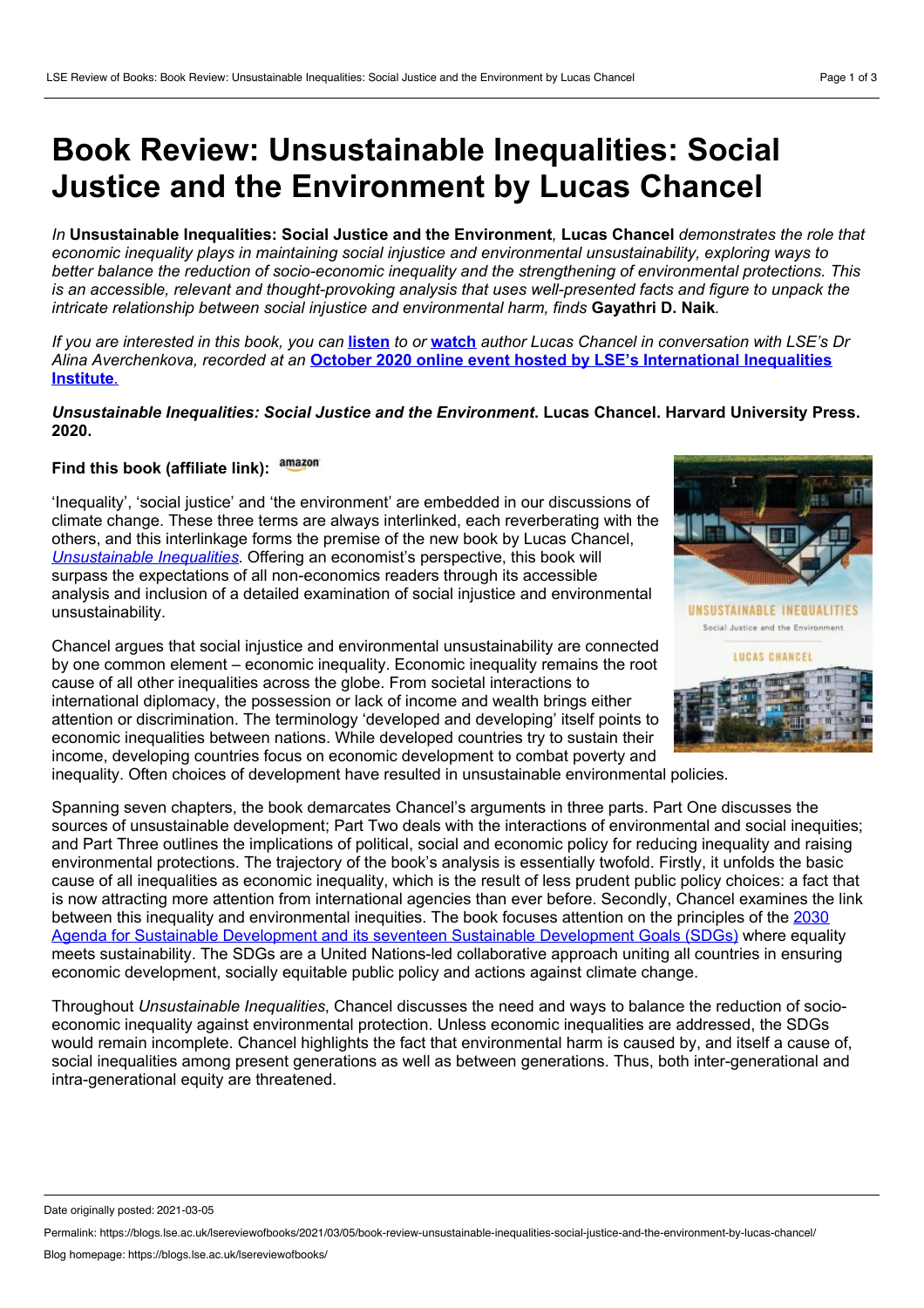# Book Review: Unsustainable Inequalities: Social Justice and the Environment by Lucas Chancel

*In* **Unsustainable Inequalities: Social Justice and the Environment***,* **Lucas Chancel** *demonstrates the role that economic inequality plays in maintaining social injustice and environmental unsustainability, exploring ways to better balance the reduction of socio-economic inequality and the strengthening of environmental protections. This is an accessible, relevant and thought-provoking analysis that uses well-presented facts and figure to unpack the intricate relationship between social injustice and environmental harm, finds* **Gayathri D. Naik***.*

*If you are interested in this book, you can* **listen** *to or* **watch** *author Lucas Chancel in conversation with LSE's Dr Alina Averchenkova, recorded at an* **October 2020 online event hosted by LSE's International Inequalities Institute***.*

***Unsustainable Inequalities: Social Justice and the Environment*****. Lucas Chancel. Harvard University Press. 2020.**

**Find this book (affiliate link):** amazon

'Inequality', 'social justice' and 'the environment' are embedded in our discussions of climate change. These three terms are always interlinked, each reverberating with the others, and this interlinkage forms the premise of the new book by Lucas Chancel, *Unsustainable Inequalities*. Offering an economist's perspective, this book will surpass the expectations of all non-economics readers through its accessible analysis and inclusion of a detailed examination of social injustice and environmental unsustainability.

Chancel argues that social injustice and environmental unsustainability are connected by one common element – economic inequality. Economic inequality remains the root cause of all other inequalities across the globe. From societal interactions to international diplomacy, the possession or lack of income and wealth brings either attention or discrimination. The terminology 'developed and developing' itself points to economic inequalities between nations. While developed countries try to sustain their income, developing countries focus on economic development to combat poverty and inequality. Often choices of development have resulted in unsustainable environmental policies.

Spanning seven chapters, the book demarcates Chancel's arguments in three parts. Part One discusses the sources of unsustainable development; Part Two deals with the interactions of environmental and social inequities; and Part Three outlines the implications of political, social and economic policy for reducing inequality and raising environmental protections. The trajectory of the book's analysis is essentially twofold. Firstly, it unfolds the basic cause of all inequalities as economic inequality, which is the result of less prudent public policy choices: a fact that is now attracting more attention from international agencies than ever before. Secondly, Chancel examines the link between this inequality and environmental inequities. The book focuses attention on the principles of the 2030 Agenda for Sustainable Development and its seventeen Sustainable Development Goals (SDGs) where equality meets sustainability. The SDGs are a United Nations-led collaborative approach uniting all countries in ensuring economic development, socially equitable public policy and actions against climate change.

Throughout *Unsustainable Inequalities*, Chancel discusses the need and ways to balance the reduction of socio-economic inequality against environmental protection. Unless economic inequalities are addressed, the SDGs would remain incomplete. Chancel highlights the fact that environmental harm is caused by, and itself a cause of, social inequalities among present generations as well as between generations. Thus, both inter-generational and intra-generational equity are threatened.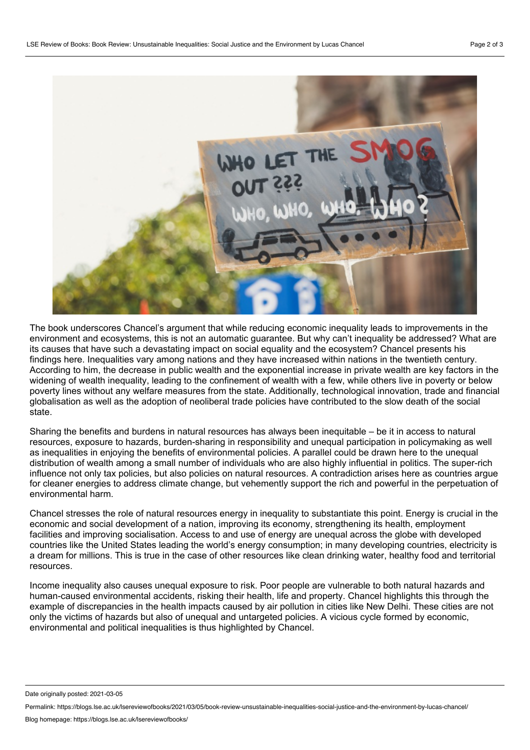The book underscores Chancel's argument that while reducing economic inequality leads to improvements in the environment and ecosystems, this is not an automatic guarantee. But why can't inequality be addressed? What are its causes that have such a devastating impact on social equality and the ecosystem? Chancel presents his findings here. Inequalities vary among nations and they have increased within nations in the twentieth century. According to him, the decrease in public wealth and the exponential increase in private wealth are key factors in the widening of wealth inequality, leading to the confinement of wealth with a few, while others live in poverty or below poverty lines without any welfare measures from the state. Additionally, technological innovation, trade and financial globalisation as well as the adoption of neoliberal trade policies have contributed to the slow death of the social state.

Sharing the benefits and burdens in natural resources has always been inequitable – be it in access to natural resources, exposure to hazards, burden-sharing in responsibility and unequal participation in policymaking as well as inequalities in enjoying the benefits of environmental policies. A parallel could be drawn here to the unequal distribution of wealth among a small number of individuals who are also highly influential in politics. The super-rich influence not only tax policies, but also policies on natural resources. A contradiction arises here as countries argue for cleaner energies to address climate change, but vehemently support the rich and powerful in the perpetuation of environmental harm.

Chancel stresses the role of natural resources energy in inequality to substantiate this point. Energy is crucial in the economic and social development of a nation, improving its economy, strengthening its health, employment facilities and improving socialisation. Access to and use of energy are unequal across the globe with developed countries like the United States leading the world's energy consumption; in many developing countries, electricity is a dream for millions. This is true in the case of other resources like clean drinking water, healthy food and territorial resources.

Income inequality also causes unequal exposure to risk. Poor people are vulnerable to both natural hazards and human-caused environmental accidents, risking their health, life and property. Chancel highlights this through the example of discrepancies in the health impacts caused by air pollution in cities like New Delhi. These cities are not only the victims of hazards but also of unequal and untargeted policies. A vicious cycle formed by economic, environmental and political inequalities is thus highlighted by Chancel.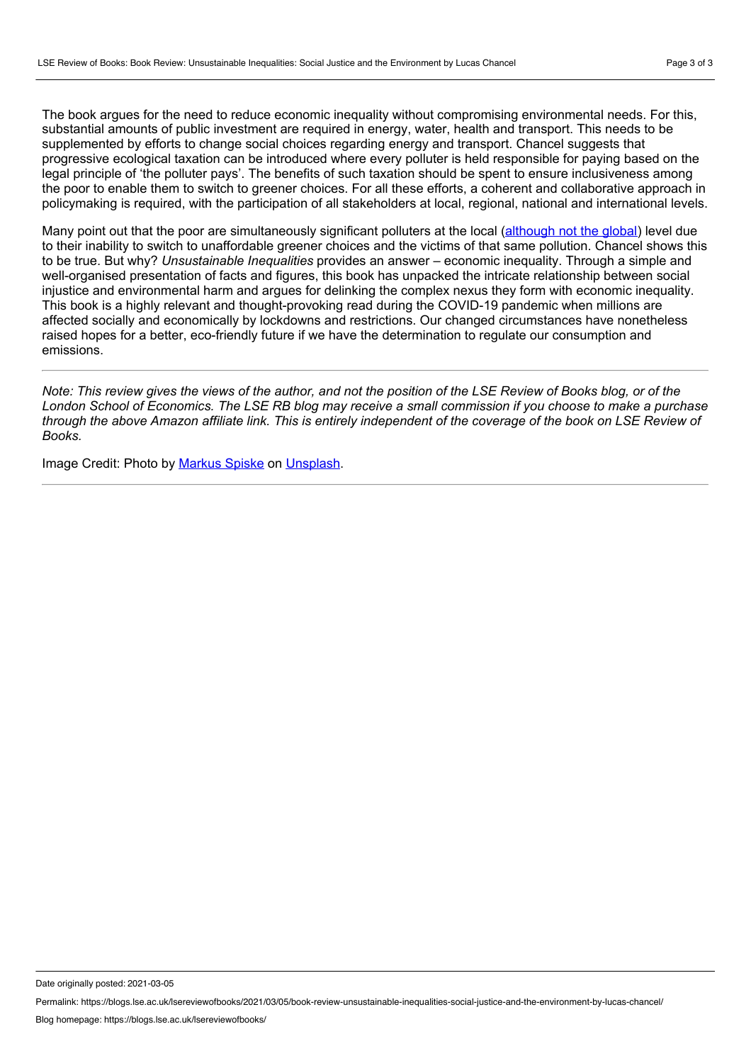The book argues for the need to reduce economic inequality without compromising environmental needs. For this, substantial amounts of public investment are required in energy, water, health and transport. This needs to be supplemented by efforts to change social choices regarding energy and transport. Chancel suggests that progressive ecological taxation can be introduced where every polluter is held responsible for paying based on the legal principle of 'the polluter pays'. The benefits of such taxation should be spent to ensure inclusiveness among the poor to enable them to switch to greener choices. For all these efforts, a coherent and collaborative approach in policymaking is required, with the participation of all stakeholders at local, regional, national and international levels.

Many point out that the poor are simultaneously significant polluters at the local (although not the global) level due to their inability to switch to unaffordable greener choices and the victims of that same pollution. Chancel shows this to be true. But why? *Unsustainable Inequalities* provides an answer – economic inequality. Through a simple and well-organised presentation of facts and figures, this book has unpacked the intricate relationship between social injustice and environmental harm and argues for delinking the complex nexus they form with economic inequality. This book is a highly relevant and thought-provoking read during the COVID-19 pandemic when millions are affected socially and economically by lockdowns and restrictions. Our changed circumstances have nonetheless raised hopes for a better, eco-friendly future if we have the determination to regulate our consumption and emissions.

---

*Note: This review gives the views of the author, and not the position of the LSE Review of Books blog, or of the London School of Economics. The LSE RB blog may receive a small commission if you choose to make a purchase through the above Amazon affiliate link. This is entirely independent of the coverage of the book on LSE Review of Books.*

Image Credit: Photo by Markus Spiske on Unsplash.

---

Date originally posted: 2021-03-05

Permalink: https://blogs.lse.ac.uk/lsereviewofbooks/2021/03/05/book-review-unsustainable-inequalities-social-justice-and-the-environment-by-lucas-chancel/

Blog homepage: https://blogs.lse.ac.uk/lsereviewofbooks/